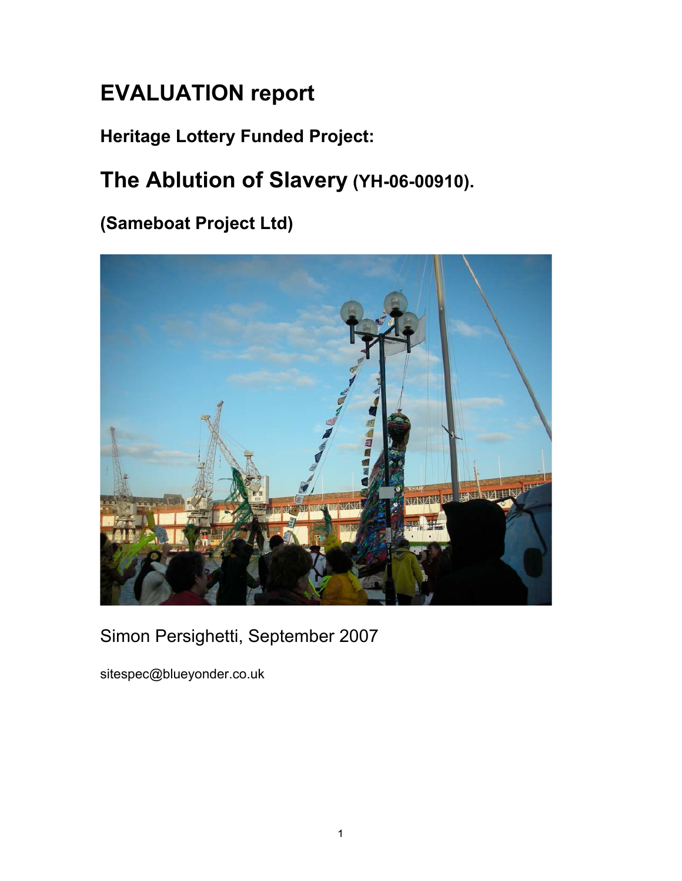# EVALUATION report

### Heritage Lottery Funded Project:

## The Ablution of Slavery (YH-06-00910).

### (Sameboat Project Ltd)

Simon Persighetti, September 2007

sitespec@blueyonder.co.uk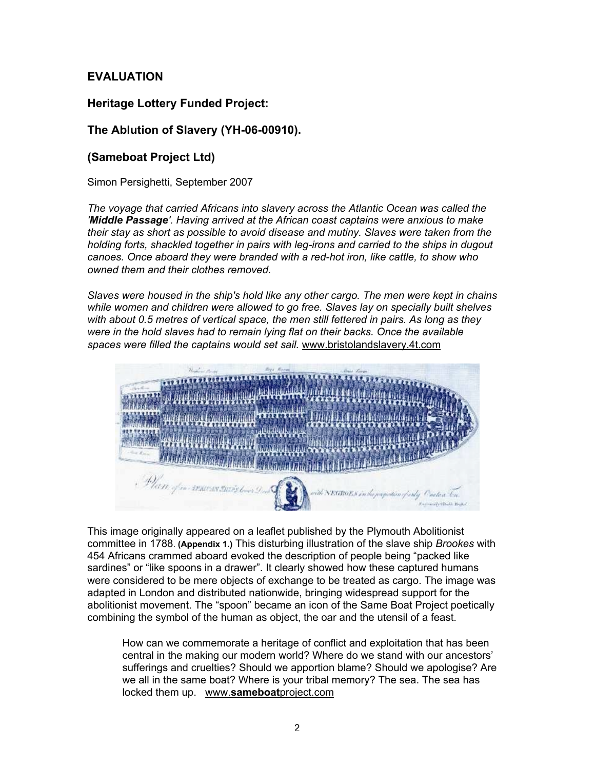## EVALUATION

## Heritage Lottery Funded Project:

## The Ablution of Slavery (YH-06-00910).

## (Sameboat Project Ltd)

Simon Persighetti, September 2007

*The voyage that carried Africans into slavery across the Atlantic Ocean was called the '**Middle Passage**'. Having arrived at the African coast captains were anxious to make their stay as short as possible to avoid disease and mutiny. Slaves were taken from the holding forts, shackled together in pairs with leg-irons and carried to the ships in dugout canoes. Once aboard they were branded with a red-hot iron, like cattle, to show who owned them and their clothes removed.*

*Slaves were housed in the ship's hold like any other cargo. The men were kept in chains while women and children were allowed to go free. Slaves lay on specially built shelves with about 0.5 metres of vertical space, the men still fettered in pairs. As long as they were in the hold slaves had to remain lying flat on their backs. Once the available spaces were filled the captains would set sail.* www.bristolandslavery.4t.com

This image originally appeared on a leaflet published by the Plymouth Abolitionist committee in 1788. **(Appendix 1.)** This disturbing illustration of the slave ship *Brookes* with 454 Africans crammed aboard evoked the description of people being "packed like sardines" or "like spoons in a drawer". It clearly showed how these captured humans were considered to be mere objects of exchange to be treated as cargo. The image was adapted in London and distributed nationwide, bringing widespread support for the abolitionist movement. The "spoon" became an icon of the Same Boat Project poetically combining the symbol of the human as object, the oar and the utensil of a feast.

> How can we commemorate a heritage of conflict and exploitation that has been central in the making our modern world? Where do we stand with our ancestors' sufferings and cruelties? Should we apportion blame? Should we apologise? Are we all in the same boat? Where is your tribal memory? The sea. The sea has locked them up. www.**sameboat**project.com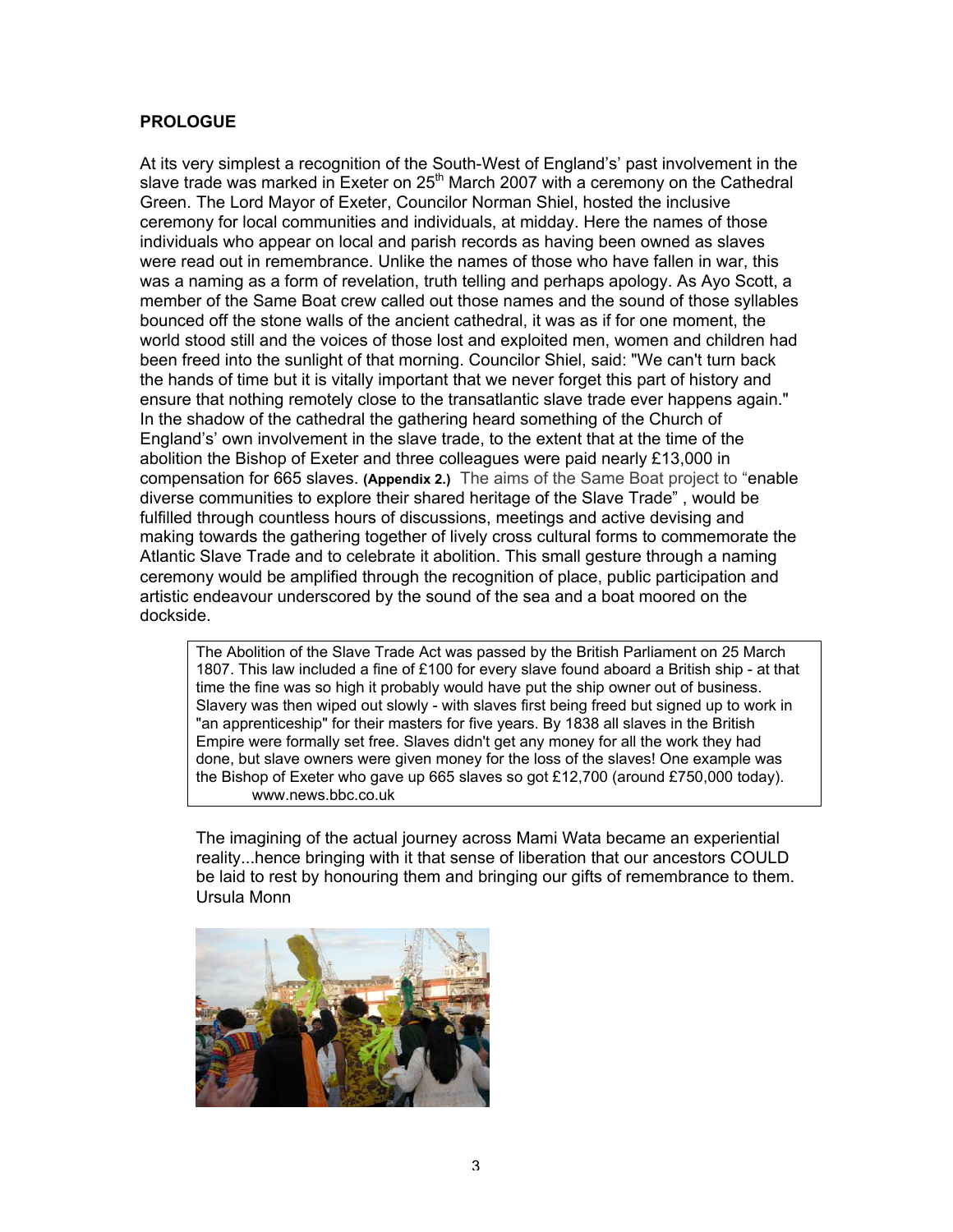## PROLOGUE

At its very simplest a recognition of the South-West of England's' past involvement in the slave trade was marked in Exeter on 25th March 2007 with a ceremony on the Cathedral Green. The Lord Mayor of Exeter, Councilor Norman Shiel, hosted the inclusive ceremony for local communities and individuals, at midday. Here the names of those individuals who appear on local and parish records as having been owned as slaves were read out in remembrance. Unlike the names of those who have fallen in war, this was a naming as a form of revelation, truth telling and perhaps apology. As Ayo Scott, a member of the Same Boat crew called out those names and the sound of those syllables bounced off the stone walls of the ancient cathedral, it was as if for one moment, the world stood still and the voices of those lost and exploited men, women and children had been freed into the sunlight of that morning. Councilor Shiel, said: "We can't turn back the hands of time but it is vitally important that we never forget this part of history and ensure that nothing remotely close to the transatlantic slave trade ever happens again." In the shadow of the cathedral the gathering heard something of the Church of England's' own involvement in the slave trade, to the extent that at the time of the abolition the Bishop of Exeter and three colleagues were paid nearly £13,000 in compensation for 665 slaves. **(Appendix 2.)** The aims of the Same Boat project to "enable diverse communities to explore their shared heritage of the Slave Trade" , would be fulfilled through countless hours of discussions, meetings and active devising and making towards the gathering together of lively cross cultural forms to commemorate the Atlantic Slave Trade and to celebrate it abolition. This small gesture through a naming ceremony would be amplified through the recognition of place, public participation and artistic endeavour underscored by the sound of the sea and a boat moored on the dockside.

> The Abolition of the Slave Trade Act was passed by the British Parliament on 25 March 1807. This law included a fine of £100 for every slave found aboard a British ship - at that time the fine was so high it probably would have put the ship owner out of business. Slavery was then wiped out slowly - with slaves first being freed but signed up to work in "an apprenticeship" for their masters for five years. By 1838 all slaves in the British Empire were formally set free. Slaves didn't get any money for all the work they had done, but slave owners were given money for the loss of the slaves! One example was the Bishop of Exeter who gave up 665 slaves so got £12,700 (around £750,000 today).
> www.news.bbc.co.uk

The imagining of the actual journey across Mami Wata became an experiential reality...hence bringing with it that sense of liberation that our ancestors COULD be laid to rest by honouring them and bringing our gifts of remembrance to them.
Ursula Monn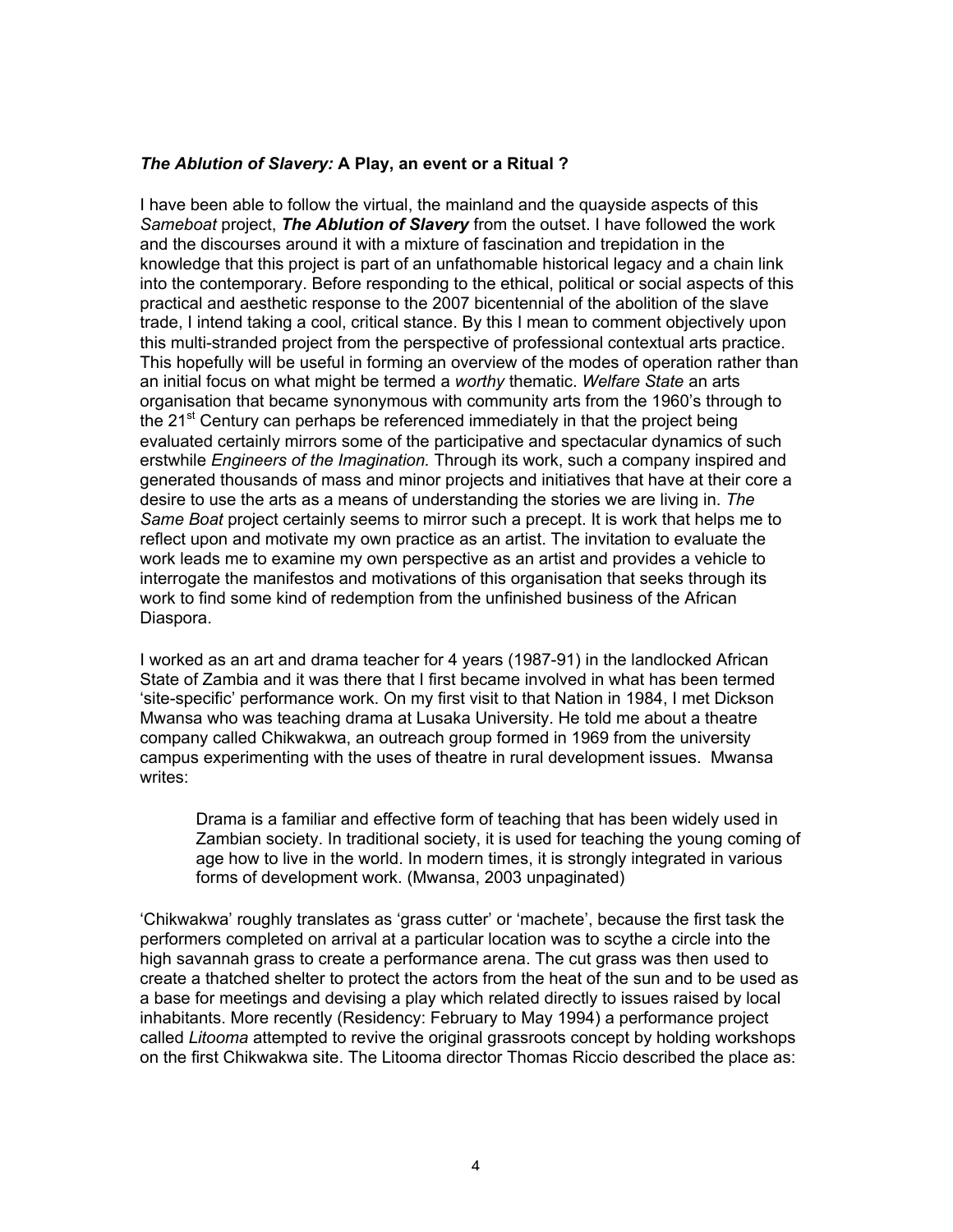### *The Ablution of Slavery:* A Play, an event or a Ritual ?

I have been able to follow the virtual, the mainland and the quayside aspects of this *Sameboat* project, ***The Ablution of Slavery*** from the outset. I have followed the work and the discourses around it with a mixture of fascination and trepidation in the knowledge that this project is part of an unfathomable historical legacy and a chain link into the contemporary. Before responding to the ethical, political or social aspects of this practical and aesthetic response to the 2007 bicentennial of the abolition of the slave trade, I intend taking a cool, critical stance. By this I mean to comment objectively upon this multi-stranded project from the perspective of professional contextual arts practice. This hopefully will be useful in forming an overview of the modes of operation rather than an initial focus on what might be termed a *worthy* thematic. *Welfare State* an arts organisation that became synonymous with community arts from the 1960's through to the 21st Century can perhaps be referenced immediately in that the project being evaluated certainly mirrors some of the participative and spectacular dynamics of such erstwhile *Engineers of the Imagination.* Through its work, such a company inspired and generated thousands of mass and minor projects and initiatives that have at their core a desire to use the arts as a means of understanding the stories we are living in. *The Same Boat* project certainly seems to mirror such a precept. It is work that helps me to reflect upon and motivate my own practice as an artist. The invitation to evaluate the work leads me to examine my own perspective as an artist and provides a vehicle to interrogate the manifestos and motivations of this organisation that seeks through its work to find some kind of redemption from the unfinished business of the African Diaspora.

I worked as an art and drama teacher for 4 years (1987-91) in the landlocked African State of Zambia and it was there that I first became involved in what has been termed 'site-specific' performance work. On my first visit to that Nation in 1984, I met Dickson Mwansa who was teaching drama at Lusaka University. He told me about a theatre company called Chikwakwa, an outreach group formed in 1969 from the university campus experimenting with the uses of theatre in rural development issues. Mwansa writes:

> Drama is a familiar and effective form of teaching that has been widely used in Zambian society. In traditional society, it is used for teaching the young coming of age how to live in the world. In modern times, it is strongly integrated in various forms of development work. (Mwansa, 2003 unpaginated)

'Chikwakwa' roughly translates as 'grass cutter' or 'machete', because the first task the performers completed on arrival at a particular location was to scythe a circle into the high savannah grass to create a performance arena. The cut grass was then used to create a thatched shelter to protect the actors from the heat of the sun and to be used as a base for meetings and devising a play which related directly to issues raised by local inhabitants. More recently (Residency: February to May 1994) a performance project called *Litooma* attempted to revive the original grassroots concept by holding workshops on the first Chikwakwa site. The Litooma director Thomas Riccio described the place as: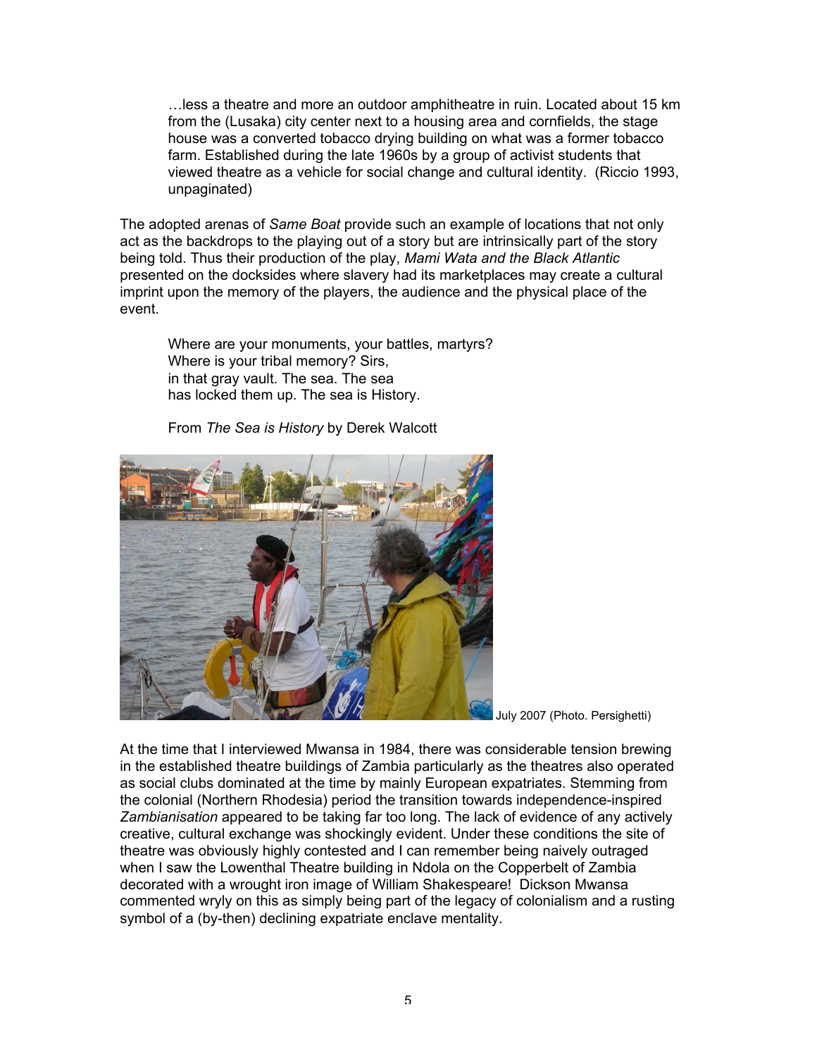> …less a theatre and more an outdoor amphitheatre in ruin. Located about 15 km from the (Lusaka) city center next to a housing area and cornfields, the stage house was a converted tobacco drying building on what was a former tobacco farm. Established during the late 1960s by a group of activist students that viewed theatre as a vehicle for social change and cultural identity. (Riccio 1993, unpaginated)

The adopted arenas of *Same Boat* provide such an example of locations that not only act as the backdrops to the playing out of a story but are intrinsically part of the story being told. Thus their production of the play, *Mami Wata and the Black Atlantic* presented on the docksides where slavery had its marketplaces may create a cultural imprint upon the memory of the players, the audience and the physical place of the event.

> Where are your monuments, your battles, martyrs?
> Where is your tribal memory? Sirs,
> in that gray vault. The sea. The sea
> has locked them up. The sea is History.
>
> From *The Sea is History* by Derek Walcott

July 2007 (Photo. Persighetti)

At the time that I interviewed Mwansa in 1984, there was considerable tension brewing in the established theatre buildings of Zambia particularly as the theatres also operated as social clubs dominated at the time by mainly European expatriates. Stemming from the colonial (Northern Rhodesia) period the transition towards independence-inspired *Zambianisation* appeared to be taking far too long. The lack of evidence of any actively creative, cultural exchange was shockingly evident. Under these conditions the site of theatre was obviously highly contested and I can remember being naively outraged when I saw the Lowenthal Theatre building in Ndola on the Copperbelt of Zambia decorated with a wrought iron image of William Shakespeare! Dickson Mwansa commented wryly on this as simply being part of the legacy of colonialism and a rusting symbol of a (by-then) declining expatriate enclave mentality.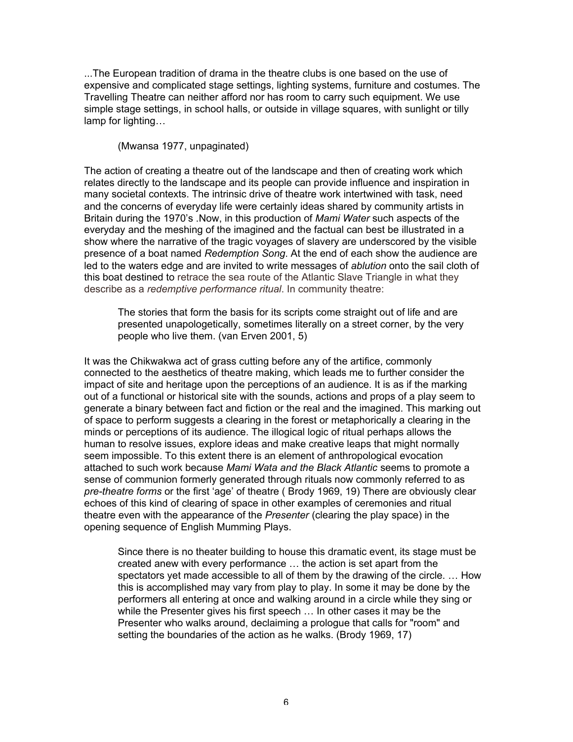...The European tradition of drama in the theatre clubs is one based on the use of expensive and complicated stage settings, lighting systems, furniture and costumes. The Travelling Theatre can neither afford nor has room to carry such equipment. We use simple stage settings, in school halls, or outside in village squares, with sunlight or tilly lamp for lighting…

> (Mwansa 1977, unpaginated)

The action of creating a theatre out of the landscape and then of creating work which relates directly to the landscape and its people can provide influence and inspiration in many societal contexts. The intrinsic drive of theatre work intertwined with task, need and the concerns of everyday life were certainly ideas shared by community artists in Britain during the 1970's .Now, in this production of *Mami Water* such aspects of the everyday and the meshing of the imagined and the factual can best be illustrated in a show where the narrative of the tragic voyages of slavery are underscored by the visible presence of a boat named *Redemption Song*. At the end of each show the audience are led to the waters edge and are invited to write messages of *ablution* onto the sail cloth of this boat destined to retrace the sea route of the Atlantic Slave Triangle in what they describe as a *redemptive performance ritual*. In community theatre:

> The stories that form the basis for its scripts come straight out of life and are presented unapologetically, sometimes literally on a street corner, by the very people who live them. (van Erven 2001, 5)

It was the Chikwakwa act of grass cutting before any of the artifice, commonly connected to the aesthetics of theatre making, which leads me to further consider the impact of site and heritage upon the perceptions of an audience. It is as if the marking out of a functional or historical site with the sounds, actions and props of a play seem to generate a binary between fact and fiction or the real and the imagined. This marking out of space to perform suggests a clearing in the forest or metaphorically a clearing in the minds or perceptions of its audience. The illogical logic of ritual perhaps allows the human to resolve issues, explore ideas and make creative leaps that might normally seem impossible. To this extent there is an element of anthropological evocation attached to such work because *Mami Wata and the Black Atlantic* seems to promote a sense of communion formerly generated through rituals now commonly referred to as *pre-theatre forms* or the first 'age' of theatre ( Brody 1969, 19) There are obviously clear echoes of this kind of clearing of space in other examples of ceremonies and ritual theatre even with the appearance of the *Presenter* (clearing the play space) in the opening sequence of English Mumming Plays.

> Since there is no theater building to house this dramatic event, its stage must be created anew with every performance … the action is set apart from the spectators yet made accessible to all of them by the drawing of the circle. … How this is accomplished may vary from play to play. In some it may be done by the performers all entering at once and walking around in a circle while they sing or while the Presenter gives his first speech … In other cases it may be the Presenter who walks around, declaiming a prologue that calls for "room" and setting the boundaries of the action as he walks. (Brody 1969, 17)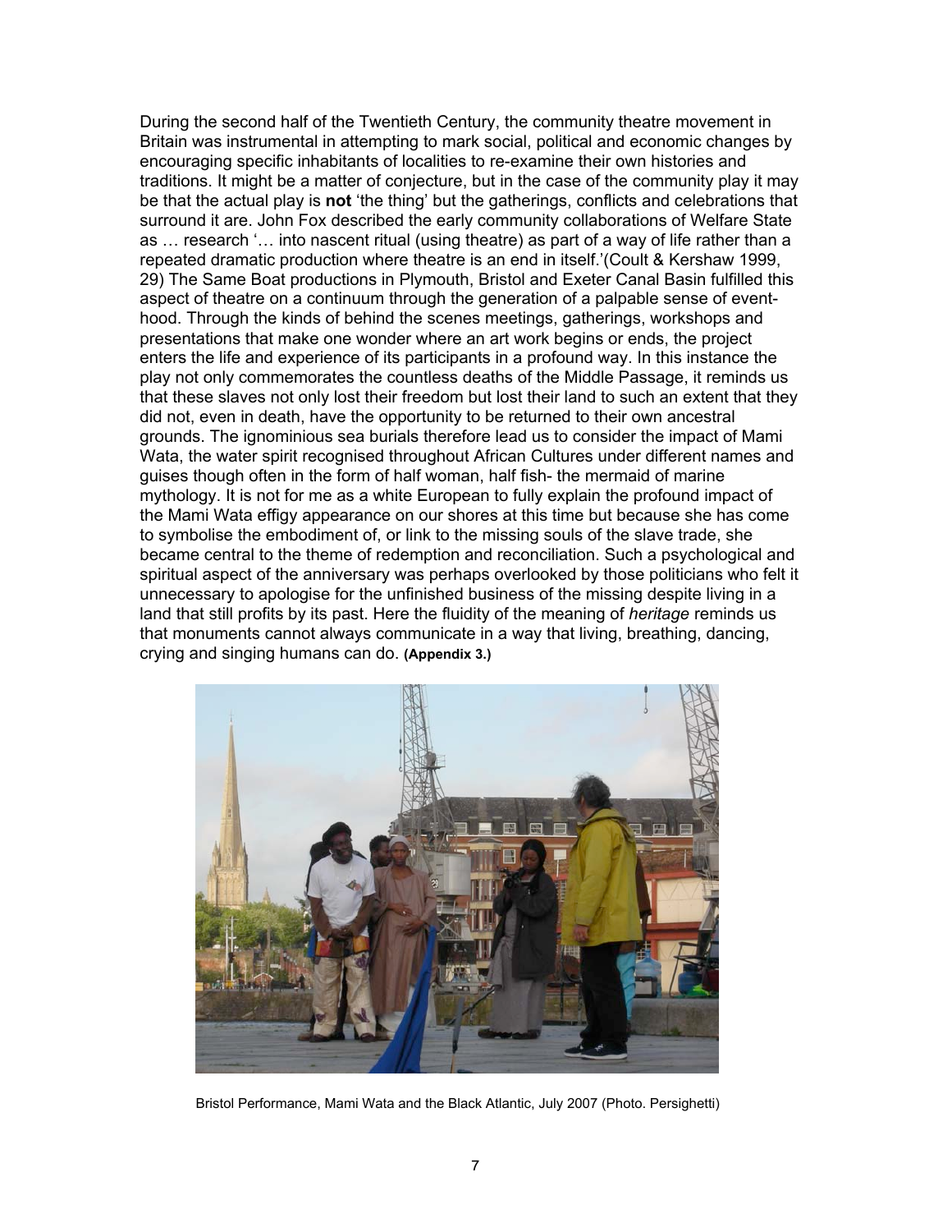During the second half of the Twentieth Century, the community theatre movement in Britain was instrumental in attempting to mark social, political and economic changes by encouraging specific inhabitants of localities to re-examine their own histories and traditions. It might be a matter of conjecture, but in the case of the community play it may be that the actual play is **not** 'the thing' but the gatherings, conflicts and celebrations that surround it are. John Fox described the early community collaborations of Welfare State as … research '… into nascent ritual (using theatre) as part of a way of life rather than a repeated dramatic production where theatre is an end in itself.'(Coult & Kershaw 1999, 29) The Same Boat productions in Plymouth, Bristol and Exeter Canal Basin fulfilled this aspect of theatre on a continuum through the generation of a palpable sense of event-hood. Through the kinds of behind the scenes meetings, gatherings, workshops and presentations that make one wonder where an art work begins or ends, the project enters the life and experience of its participants in a profound way. In this instance the play not only commemorates the countless deaths of the Middle Passage, it reminds us that these slaves not only lost their freedom but lost their land to such an extent that they did not, even in death, have the opportunity to be returned to their own ancestral grounds. The ignominious sea burials therefore lead us to consider the impact of Mami Wata, the water spirit recognised throughout African Cultures under different names and guises though often in the form of half woman, half fish- the mermaid of marine mythology. It is not for me as a white European to fully explain the profound impact of the Mami Wata effigy appearance on our shores at this time but because she has come to symbolise the embodiment of, or link to the missing souls of the slave trade, she became central to the theme of redemption and reconciliation. Such a psychological and spiritual aspect of the anniversary was perhaps overlooked by those politicians who felt it unnecessary to apologise for the unfinished business of the missing despite living in a land that still profits by its past. Here the fluidity of the meaning of *heritage* reminds us that monuments cannot always communicate in a way that living, breathing, dancing, crying and singing humans can do. **(Appendix 3.)**

Bristol Performance, Mami Wata and the Black Atlantic, July 2007 (Photo. Persighetti)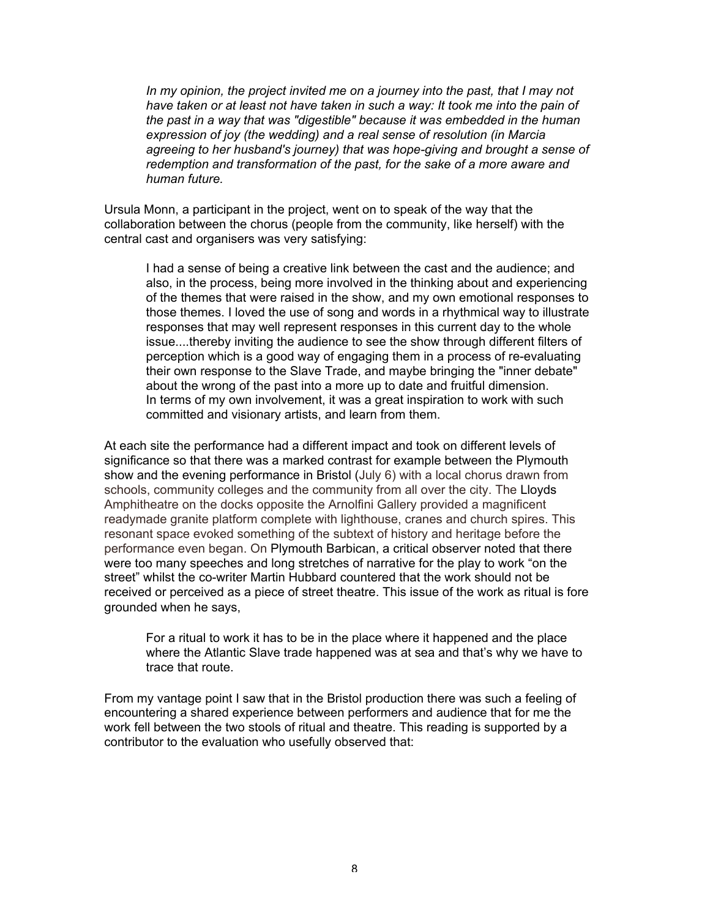> *In my opinion, the project invited me on a journey into the past, that I may not have taken or at least not have taken in such a way: It took me into the pain of the past in a way that was "digestible" because it was embedded in the human expression of joy (the wedding) and a real sense of resolution (in Marcia agreeing to her husband's journey) that was hope-giving and brought a sense of redemption and transformation of the past, for the sake of a more aware and human future.*

Ursula Monn, a participant in the project, went on to speak of the way that the collaboration between the chorus (people from the community, like herself) with the central cast and organisers was very satisfying:

> I had a sense of being a creative link between the cast and the audience; and also, in the process, being more involved in the thinking about and experiencing of the themes that were raised in the show, and my own emotional responses to those themes. I loved the use of song and words in a rhythmical way to illustrate responses that may well represent responses in this current day to the whole issue....thereby inviting the audience to see the show through different filters of perception which is a good way of engaging them in a process of re-evaluating their own response to the Slave Trade, and maybe bringing the "inner debate" about the wrong of the past into a more up to date and fruitful dimension.
> In terms of my own involvement, it was a great inspiration to work with such committed and visionary artists, and learn from them.

At each site the performance had a different impact and took on different levels of significance so that there was a marked contrast for example between the Plymouth show and the evening performance in Bristol (July 6) with a local chorus drawn from schools, community colleges and the community from all over the city. The Lloyds Amphitheatre on the docks opposite the Arnolfini Gallery provided a magnificent readymade granite platform complete with lighthouse, cranes and church spires. This resonant space evoked something of the subtext of history and heritage before the performance even began. On Plymouth Barbican, a critical observer noted that there were too many speeches and long stretches of narrative for the play to work "on the street" whilst the co-writer Martin Hubbard countered that the work should not be received or perceived as a piece of street theatre. This issue of the work as ritual is fore grounded when he says,

> For a ritual to work it has to be in the place where it happened and the place where the Atlantic Slave trade happened was at sea and that's why we have to trace that route.

From my vantage point I saw that in the Bristol production there was such a feeling of encountering a shared experience between performers and audience that for me the work fell between the two stools of ritual and theatre. This reading is supported by a contributor to the evaluation who usefully observed that: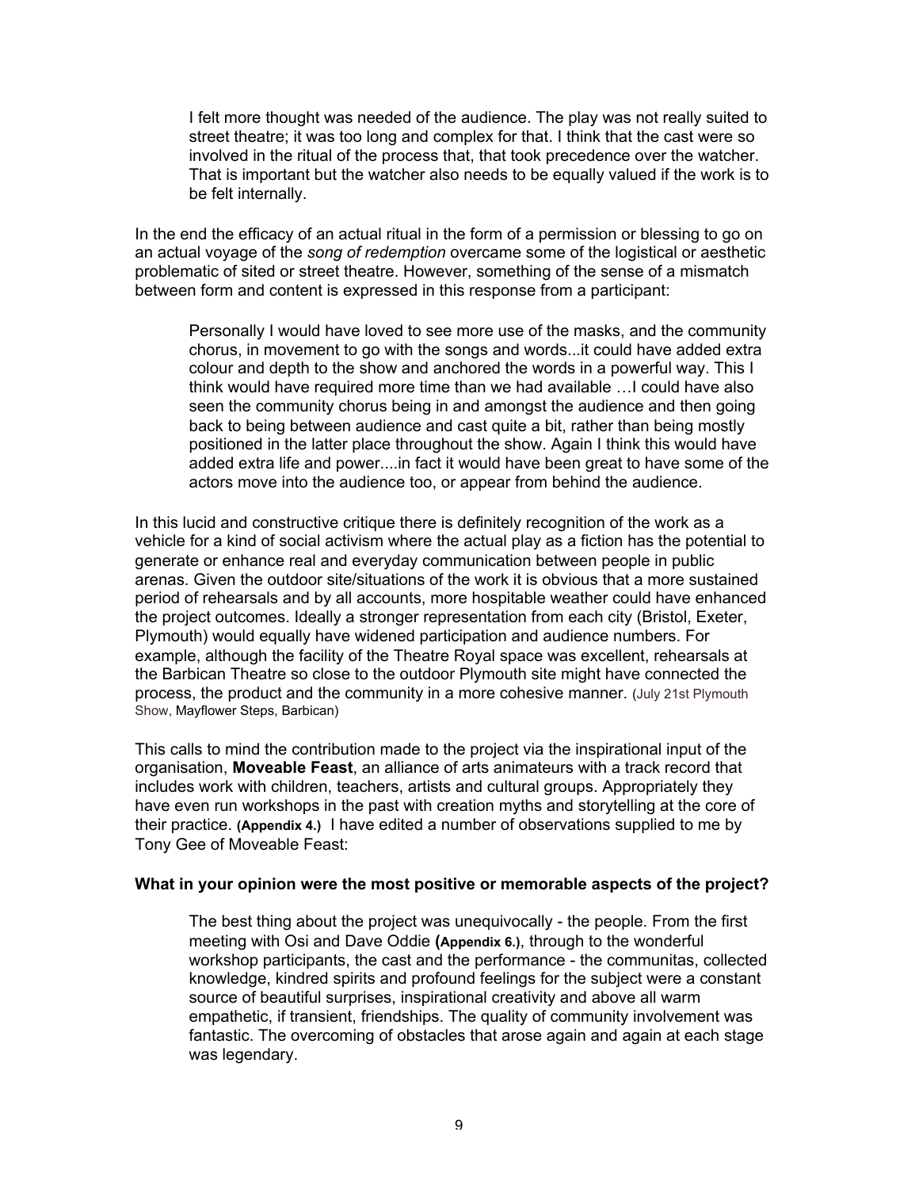> I felt more thought was needed of the audience. The play was not really suited to street theatre; it was too long and complex for that. I think that the cast were so involved in the ritual of the process that, that took precedence over the watcher. That is important but the watcher also needs to be equally valued if the work is to be felt internally.

In the end the efficacy of an actual ritual in the form of a permission or blessing to go on an actual voyage of the *song of redemption* overcame some of the logistical or aesthetic problematic of sited or street theatre. However, something of the sense of a mismatch between form and content is expressed in this response from a participant:

> Personally I would have loved to see more use of the masks, and the community chorus, in movement to go with the songs and words...it could have added extra colour and depth to the show and anchored the words in a powerful way. This I think would have required more time than we had available …I could have also seen the community chorus being in and amongst the audience and then going back to being between audience and cast quite a bit, rather than being mostly positioned in the latter place throughout the show. Again I think this would have added extra life and power....in fact it would have been great to have some of the actors move into the audience too, or appear from behind the audience.

In this lucid and constructive critique there is definitely recognition of the work as a vehicle for a kind of social activism where the actual play as a fiction has the potential to generate or enhance real and everyday communication between people in public arenas. Given the outdoor site/situations of the work it is obvious that a more sustained period of rehearsals and by all accounts, more hospitable weather could have enhanced the project outcomes. Ideally a stronger representation from each city (Bristol, Exeter, Plymouth) would equally have widened participation and audience numbers. For example, although the facility of the Theatre Royal space was excellent, rehearsals at the Barbican Theatre so close to the outdoor Plymouth site might have connected the process, the product and the community in a more cohesive manner. (July 21st Plymouth Show, Mayflower Steps, Barbican)

This calls to mind the contribution made to the project via the inspirational input of the organisation, **Moveable Feast**, an alliance of arts animateurs with a track record that includes work with children, teachers, artists and cultural groups. Appropriately they have even run workshops in the past with creation myths and storytelling at the core of their practice. **(Appendix 4.)** I have edited a number of observations supplied to me by Tony Gee of Moveable Feast:

**What in your opinion were the most positive or memorable aspects of the project?**

> The best thing about the project was unequivocally - the people. From the first meeting with Osi and Dave Oddie **(Appendix 6.)**, through to the wonderful workshop participants, the cast and the performance - the communitas, collected knowledge, kindred spirits and profound feelings for the subject were a constant source of beautiful surprises, inspirational creativity and above all warm empathetic, if transient, friendships. The quality of community involvement was fantastic. The overcoming of obstacles that arose again and again at each stage was legendary.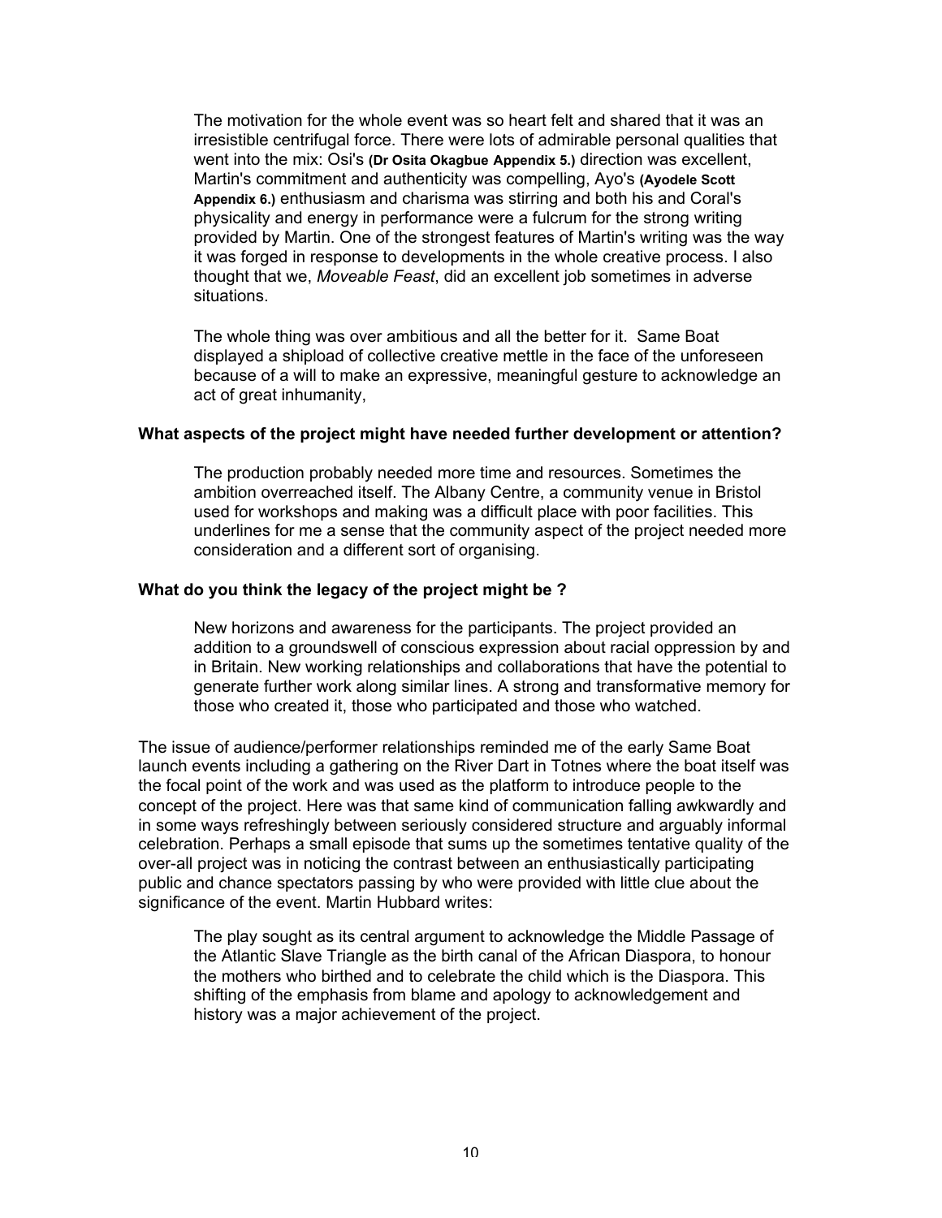The motivation for the whole event was so heart felt and shared that it was an irresistible centrifugal force. There were lots of admirable personal qualities that went into the mix: Osi's **(Dr Osita Okagbue Appendix 5.)** direction was excellent, Martin's commitment and authenticity was compelling, Ayo's **(Ayodele Scott Appendix 6.)** enthusiasm and charisma was stirring and both his and Coral's physicality and energy in performance were a fulcrum for the strong writing provided by Martin. One of the strongest features of Martin's writing was the way it was forged in response to developments in the whole creative process. I also thought that we, *Moveable Feast*, did an excellent job sometimes in adverse situations.

The whole thing was over ambitious and all the better for it. Same Boat displayed a shipload of collective creative mettle in the face of the unforeseen because of a will to make an expressive, meaningful gesture to acknowledge an act of great inhumanity,

**What aspects of the project might have needed further development or attention?**

The production probably needed more time and resources. Sometimes the ambition overreached itself. The Albany Centre, a community venue in Bristol used for workshops and making was a difficult place with poor facilities. This underlines for me a sense that the community aspect of the project needed more consideration and a different sort of organising.

**What do you think the legacy of the project might be ?**

New horizons and awareness for the participants. The project provided an addition to a groundswell of conscious expression about racial oppression by and in Britain. New working relationships and collaborations that have the potential to generate further work along similar lines. A strong and transformative memory for those who created it, those who participated and those who watched.

The issue of audience/performer relationships reminded me of the early Same Boat launch events including a gathering on the River Dart in Totnes where the boat itself was the focal point of the work and was used as the platform to introduce people to the concept of the project. Here was that same kind of communication falling awkwardly and in some ways refreshingly between seriously considered structure and arguably informal celebration. Perhaps a small episode that sums up the sometimes tentative quality of the over-all project was in noticing the contrast between an enthusiastically participating public and chance spectators passing by who were provided with little clue about the significance of the event. Martin Hubbard writes:

> The play sought as its central argument to acknowledge the Middle Passage of the Atlantic Slave Triangle as the birth canal of the African Diaspora, to honour the mothers who birthed and to celebrate the child which is the Diaspora. This shifting of the emphasis from blame and apology to acknowledgement and history was a major achievement of the project.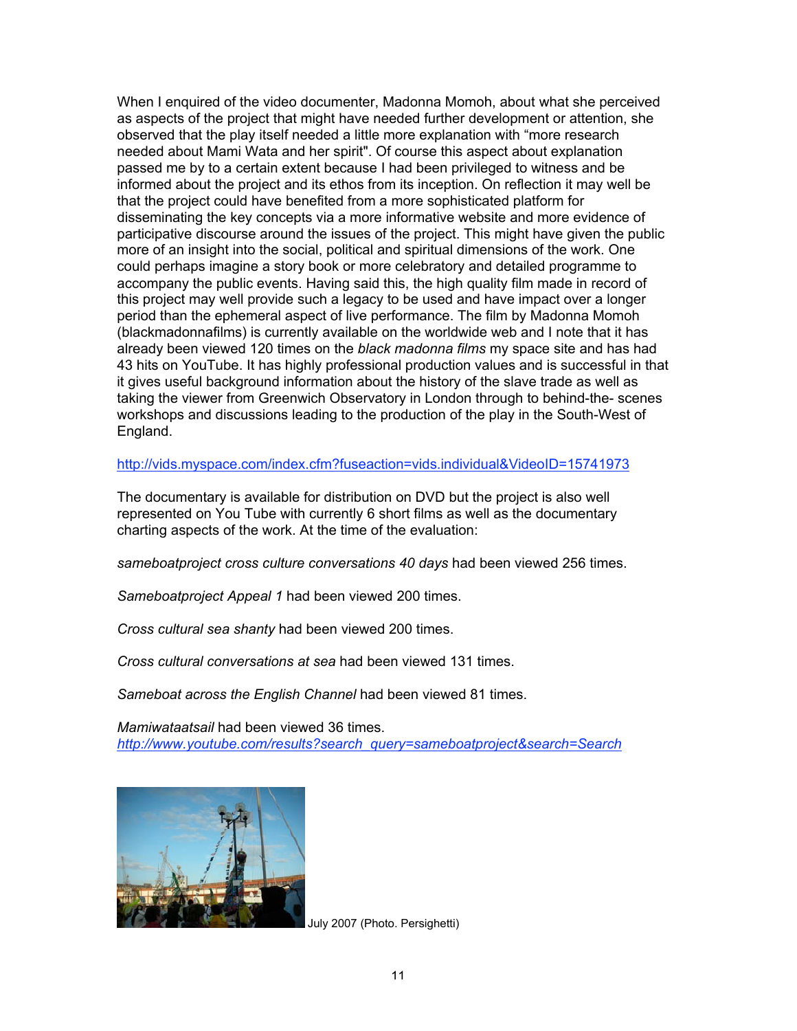When I enquired of the video documenter, Madonna Momoh, about what she perceived as aspects of the project that might have needed further development or attention, she observed that the play itself needed a little more explanation with “more research needed about Mami Wata and her spirit". Of course this aspect about explanation passed me by to a certain extent because I had been privileged to witness and be informed about the project and its ethos from its inception. On reflection it may well be that the project could have benefited from a more sophisticated platform for disseminating the key concepts via a more informative website and more evidence of participative discourse around the issues of the project. This might have given the public more of an insight into the social, political and spiritual dimensions of the work. One could perhaps imagine a story book or more celebratory and detailed programme to accompany the public events. Having said this, the high quality film made in record of this project may well provide such a legacy to be used and have impact over a longer period than the ephemeral aspect of live performance. The film by Madonna Momoh (blackmadonnafilms) is currently available on the worldwide web and I note that it has already been viewed 120 times on the *black madonna films* my space site and has had 43 hits on YouTube. It has highly professional production values and is successful in that it gives useful background information about the history of the slave trade as well as taking the viewer from Greenwich Observatory in London through to behind-the- scenes workshops and discussions leading to the production of the play in the South-West of England.

http://vids.myspace.com/index.cfm?fuseaction=vids.individual&VideoID=15741973

The documentary is available for distribution on DVD but the project is also well represented on You Tube with currently 6 short films as well as the documentary charting aspects of the work. At the time of the evaluation:

*sameboatproject cross culture conversations 40 days* had been viewed 256 times.

*Sameboatproject Appeal 1* had been viewed 200 times.

*Cross cultural sea shanty* had been viewed 200 times.

*Cross cultural conversations at sea* had been viewed 131 times.

*Sameboat across the English Channel* had been viewed 81 times.

*Mamiwataatsail* had been viewed 36 times.
*http://www.youtube.com/results?search_query=sameboatproject&search=Search*

July 2007 (Photo. Persighetti)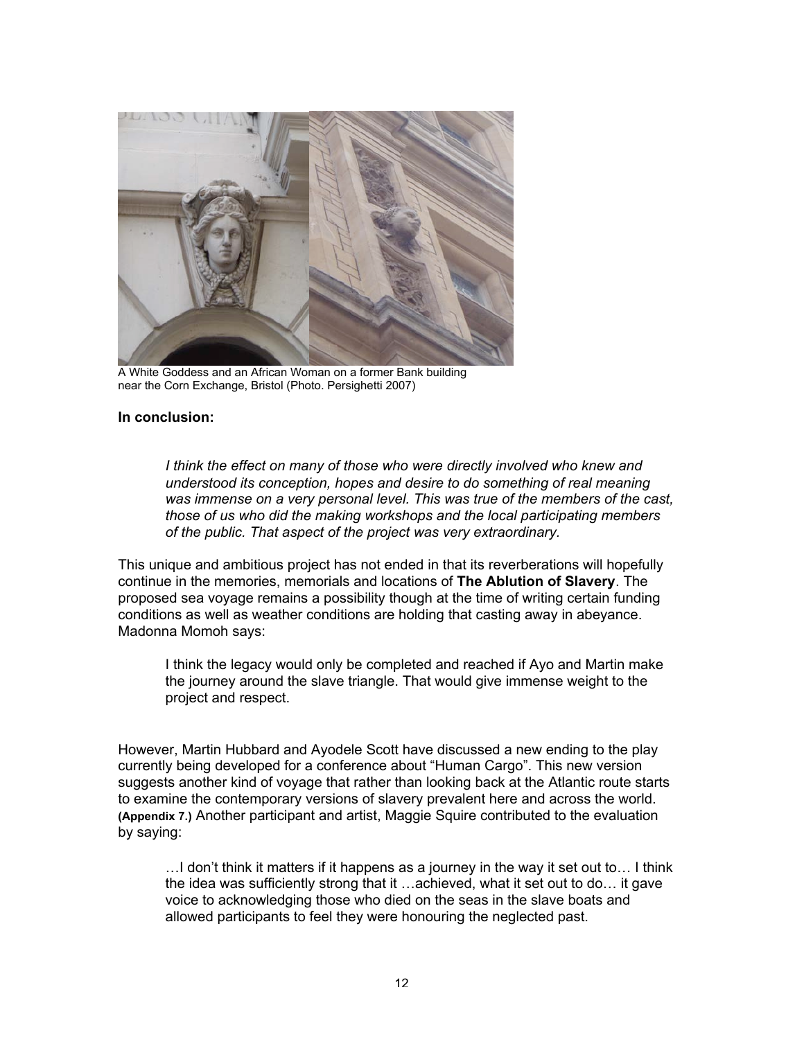A White Goddess and an African Woman on a former Bank building near the Corn Exchange, Bristol (Photo. Persighetti 2007)

**In conclusion:**

> *I think the effect on many of those who were directly involved who knew and understood its conception, hopes and desire to do something of real meaning was immense on a very personal level. This was true of the members of the cast, those of us who did the making workshops and the local participating members of the public. That aspect of the project was very extraordinary.*

This unique and ambitious project has not ended in that its reverberations will hopefully continue in the memories, memorials and locations of **The Ablution of Slavery**. The proposed sea voyage remains a possibility though at the time of writing certain funding conditions as well as weather conditions are holding that casting away in abeyance. Madonna Momoh says:

> I think the legacy would only be completed and reached if Ayo and Martin make the journey around the slave triangle. That would give immense weight to the project and respect.

However, Martin Hubbard and Ayodele Scott have discussed a new ending to the play currently being developed for a conference about "Human Cargo". This new version suggests another kind of voyage that rather than looking back at the Atlantic route starts to examine the contemporary versions of slavery prevalent here and across the world. **(Appendix 7.)** Another participant and artist, Maggie Squire contributed to the evaluation by saying:

> …I don't think it matters if it happens as a journey in the way it set out to… I think the idea was sufficiently strong that it …achieved, what it set out to do… it gave voice to acknowledging those who died on the seas in the slave boats and allowed participants to feel they were honouring the neglected past.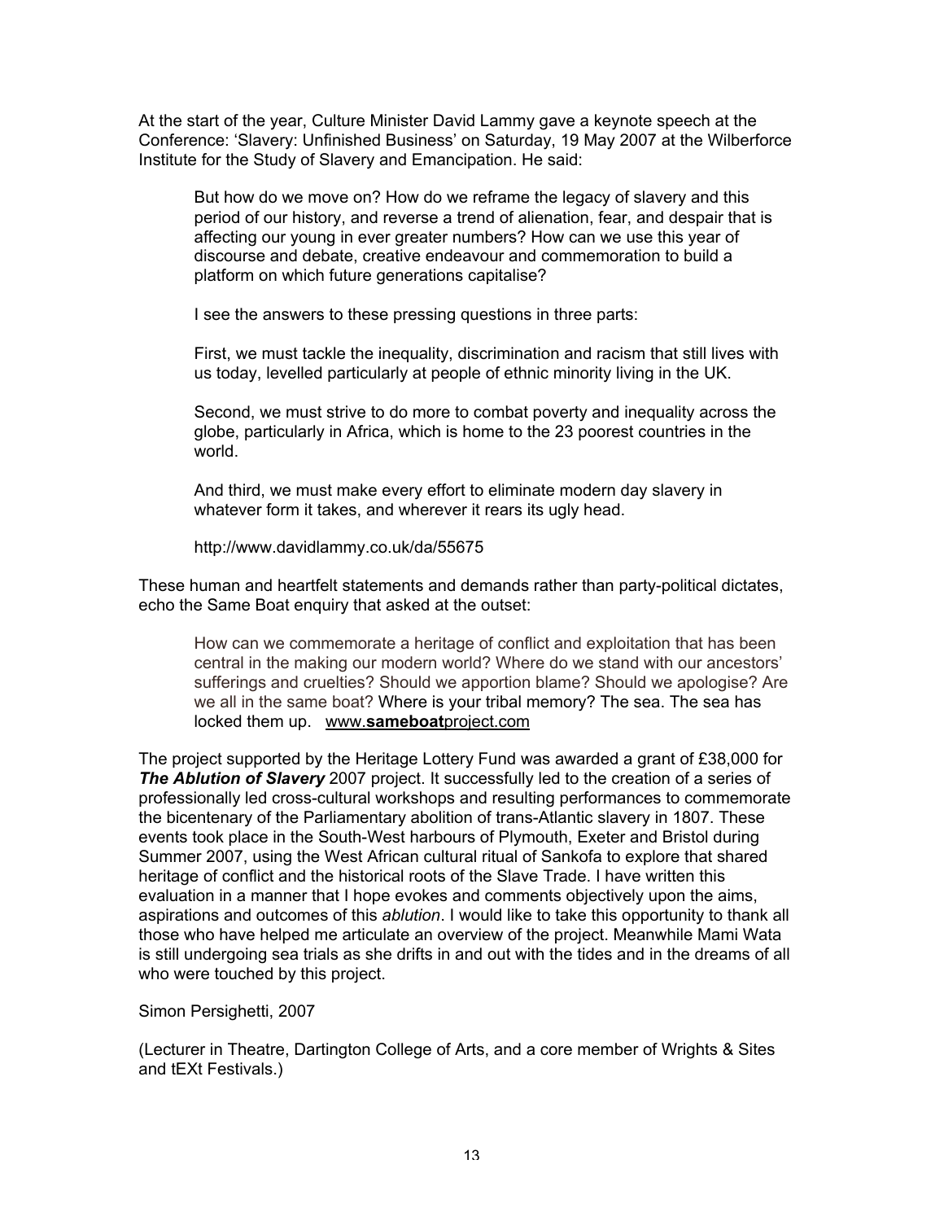At the start of the year, Culture Minister David Lammy gave a keynote speech at the Conference: 'Slavery: Unfinished Business' on Saturday, 19 May 2007 at the Wilberforce Institute for the Study of Slavery and Emancipation. He said:

> But how do we move on? How do we reframe the legacy of slavery and this period of our history, and reverse a trend of alienation, fear, and despair that is affecting our young in ever greater numbers? How can we use this year of discourse and debate, creative endeavour and commemoration to build a platform on which future generations capitalise?
>
> I see the answers to these pressing questions in three parts:
>
> First, we must tackle the inequality, discrimination and racism that still lives with us today, levelled particularly at people of ethnic minority living in the UK.
>
> Second, we must strive to do more to combat poverty and inequality across the globe, particularly in Africa, which is home to the 23 poorest countries in the world.
>
> And third, we must make every effort to eliminate modern day slavery in whatever form it takes, and wherever it rears its ugly head.
>
> http://www.davidlammy.co.uk/da/55675

These human and heartfelt statements and demands rather than party-political dictates, echo the Same Boat enquiry that asked at the outset:

> How can we commemorate a heritage of conflict and exploitation that has been central in the making our modern world? Where do we stand with our ancestors' sufferings and cruelties? Should we apportion blame? Should we apologise? Are we all in the same boat? Where is your tribal memory? The sea. The sea has locked them up. www.**sameboat**project.com

The project supported by the Heritage Lottery Fund was awarded a grant of £38,000 for ***The Ablution of Slavery*** 2007 project. It successfully led to the creation of a series of professionally led cross-cultural workshops and resulting performances to commemorate the bicentenary of the Parliamentary abolition of trans-Atlantic slavery in 1807. These events took place in the South-West harbours of Plymouth, Exeter and Bristol during Summer 2007, using the West African cultural ritual of Sankofa to explore that shared heritage of conflict and the historical roots of the Slave Trade. I have written this evaluation in a manner that I hope evokes and comments objectively upon the aims, aspirations and outcomes of this *ablution*. I would like to take this opportunity to thank all those who have helped me articulate an overview of the project. Meanwhile Mami Wata is still undergoing sea trials as she drifts in and out with the tides and in the dreams of all who were touched by this project.

Simon Persighetti, 2007

(Lecturer in Theatre, Dartington College of Arts, and a core member of Wrights & Sites and tEXt Festivals.)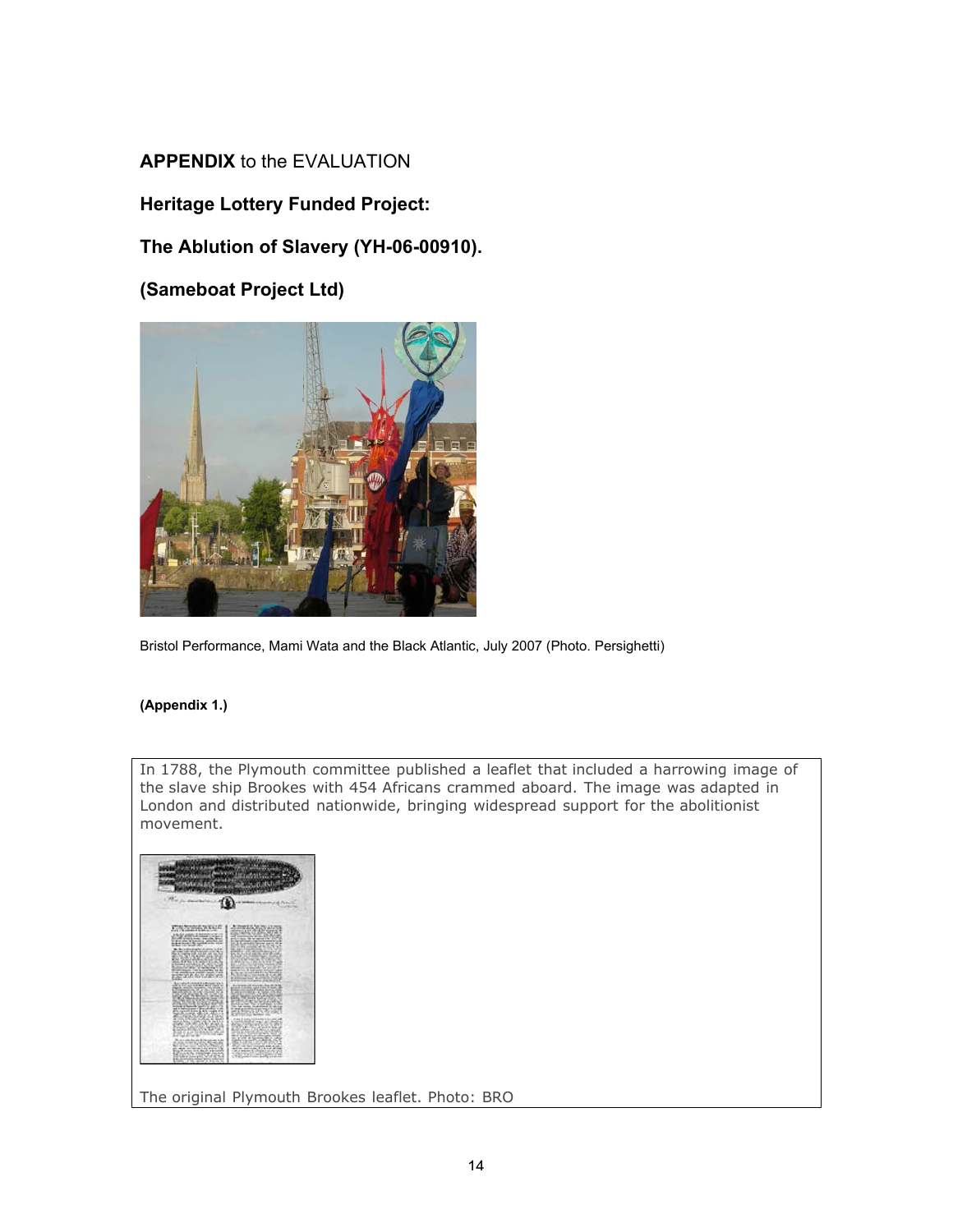**APPENDIX** to the EVALUATION

## Heritage Lottery Funded Project:

## The Ablution of Slavery (YH-06-00910).

## (Sameboat Project Ltd)

Bristol Performance, Mami Wata and the Black Atlantic, July 2007 (Photo. Persighetti)

**(Appendix 1.)**

In 1788, the Plymouth committee published a leaflet that included a harrowing image of the slave ship Brookes with 454 Africans crammed aboard. The image was adapted in London and distributed nationwide, bringing widespread support for the abolitionist movement.

The original Plymouth Brookes leaflet. Photo: BRO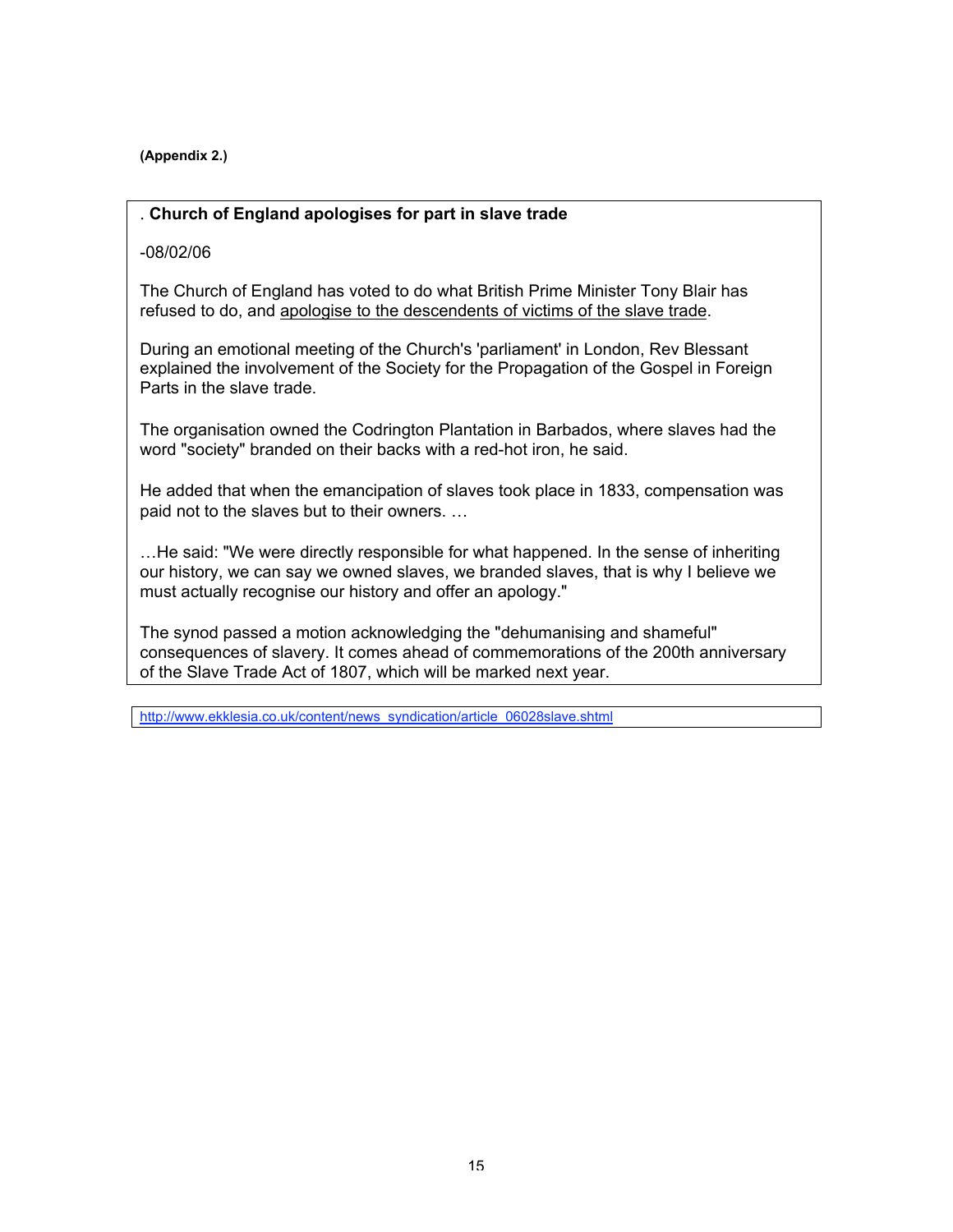**(Appendix 2.)**

. **Church of England apologises for part in slave trade**

-08/02/06

The Church of England has voted to do what British Prime Minister Tony Blair has refused to do, and apologise to the descendents of victims of the slave trade.

During an emotional meeting of the Church's 'parliament' in London, Rev Blessant explained the involvement of the Society for the Propagation of the Gospel in Foreign Parts in the slave trade.

The organisation owned the Codrington Plantation in Barbados, where slaves had the word "society" branded on their backs with a red-hot iron, he said.

He added that when the emancipation of slaves took place in 1833, compensation was paid not to the slaves but to their owners. …

…He said: "We were directly responsible for what happened. In the sense of inheriting our history, we can say we owned slaves, we branded slaves, that is why I believe we must actually recognise our history and offer an apology."

The synod passed a motion acknowledging the "dehumanising and shameful" consequences of slavery. It comes ahead of commemorations of the 200th anniversary of the Slave Trade Act of 1807, which will be marked next year.

http://www.ekklesia.co.uk/content/news_syndication/article_06028slave.shtml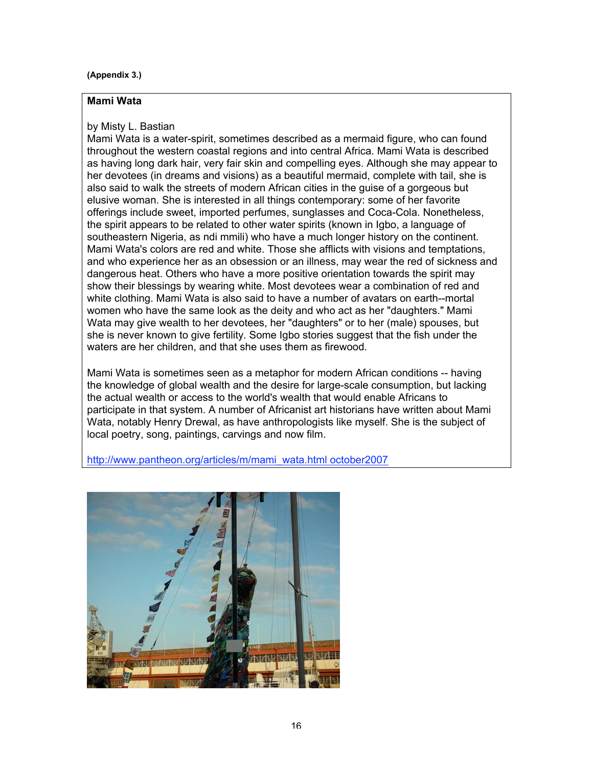**(Appendix 3.)**

**Mami Wata**

by Misty L. Bastian
Mami Wata is a water-spirit, sometimes described as a mermaid figure, who can found throughout the western coastal regions and into central Africa. Mami Wata is described as having long dark hair, very fair skin and compelling eyes. Although she may appear to her devotees (in dreams and visions) as a beautiful mermaid, complete with tail, she is also said to walk the streets of modern African cities in the guise of a gorgeous but elusive woman. She is interested in all things contemporary: some of her favorite offerings include sweet, imported perfumes, sunglasses and Coca-Cola. Nonetheless, the spirit appears to be related to other water spirits (known in Igbo, a language of southeastern Nigeria, as ndi mmili) who have a much longer history on the continent. Mami Wata's colors are red and white. Those she afflicts with visions and temptations, and who experience her as an obsession or an illness, may wear the red of sickness and dangerous heat. Others who have a more positive orientation towards the spirit may show their blessings by wearing white. Most devotees wear a combination of red and white clothing. Mami Wata is also said to have a number of avatars on earth--mortal women who have the same look as the deity and who act as her "daughters." Mami Wata may give wealth to her devotees, her "daughters" or to her (male) spouses, but she is never known to give fertility. Some Igbo stories suggest that the fish under the waters are her children, and that she uses them as firewood.

Mami Wata is sometimes seen as a metaphor for modern African conditions -- having the knowledge of global wealth and the desire for large-scale consumption, but lacking the actual wealth or access to the world's wealth that would enable Africans to participate in that system. A number of Africanist art historians have written about Mami Wata, notably Henry Drewal, as have anthropologists like myself. She is the subject of local poetry, song, paintings, carvings and now film.

http://www.pantheon.org/articles/m/mami_wata.html october2007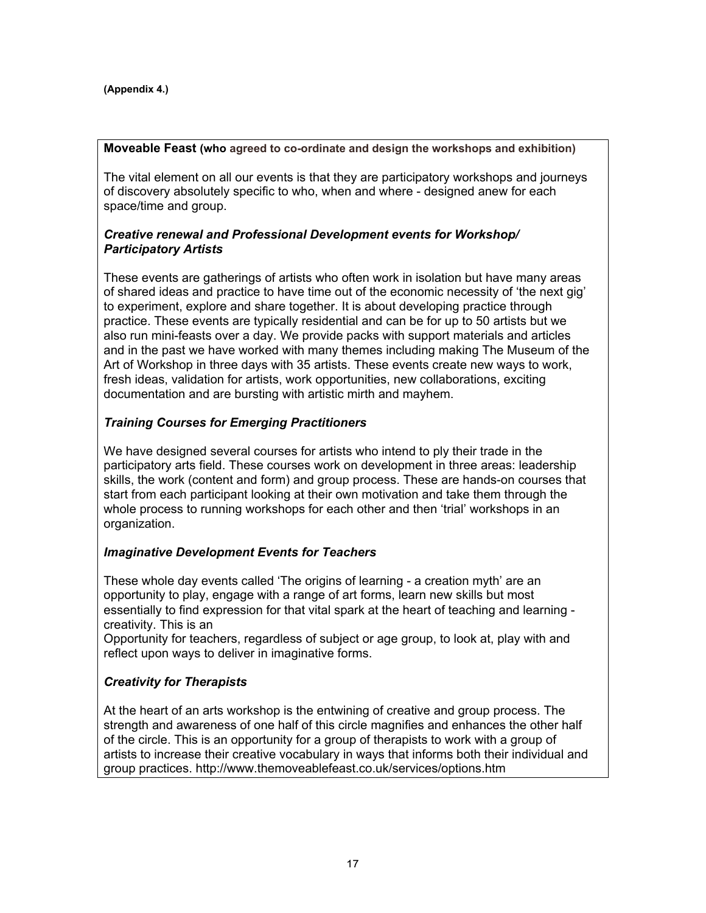**(Appendix 4.)**

**Moveable Feast (who agreed to co-ordinate and design the workshops and exhibition)**

The vital element on all our events is that they are participatory workshops and journeys of discovery absolutely specific to who, when and where - designed anew for each space/time and group.

***Creative renewal and Professional Development events for Workshop/ Participatory Artists***

These events are gatherings of artists who often work in isolation but have many areas of shared ideas and practice to have time out of the economic necessity of 'the next gig' to experiment, explore and share together. It is about developing practice through practice. These events are typically residential and can be for up to 50 artists but we also run mini-feasts over a day. We provide packs with support materials and articles and in the past we have worked with many themes including making The Museum of the Art of Workshop in three days with 35 artists. These events create new ways to work, fresh ideas, validation for artists, work opportunities, new collaborations, exciting documentation and are bursting with artistic mirth and mayhem.

***Training Courses for Emerging Practitioners***

We have designed several courses for artists who intend to ply their trade in the participatory arts field. These courses work on development in three areas: leadership skills, the work (content and form) and group process. These are hands-on courses that start from each participant looking at their own motivation and take them through the whole process to running workshops for each other and then 'trial' workshops in an organization.

***Imaginative Development Events for Teachers***

These whole day events called 'The origins of learning - a creation myth' are an opportunity to play, engage with a range of art forms, learn new skills but most essentially to find expression for that vital spark at the heart of teaching and learning - creativity. This is an
Opportunity for teachers, regardless of subject or age group, to look at, play with and reflect upon ways to deliver in imaginative forms.

***Creativity for Therapists***

At the heart of an arts workshop is the entwining of creative and group process. The strength and awareness of one half of this circle magnifies and enhances the other half of the circle. This is an opportunity for a group of therapists to work with a group of artists to increase their creative vocabulary in ways that informs both their individual and group practices. http://www.themoveablefeast.co.uk/services/options.htm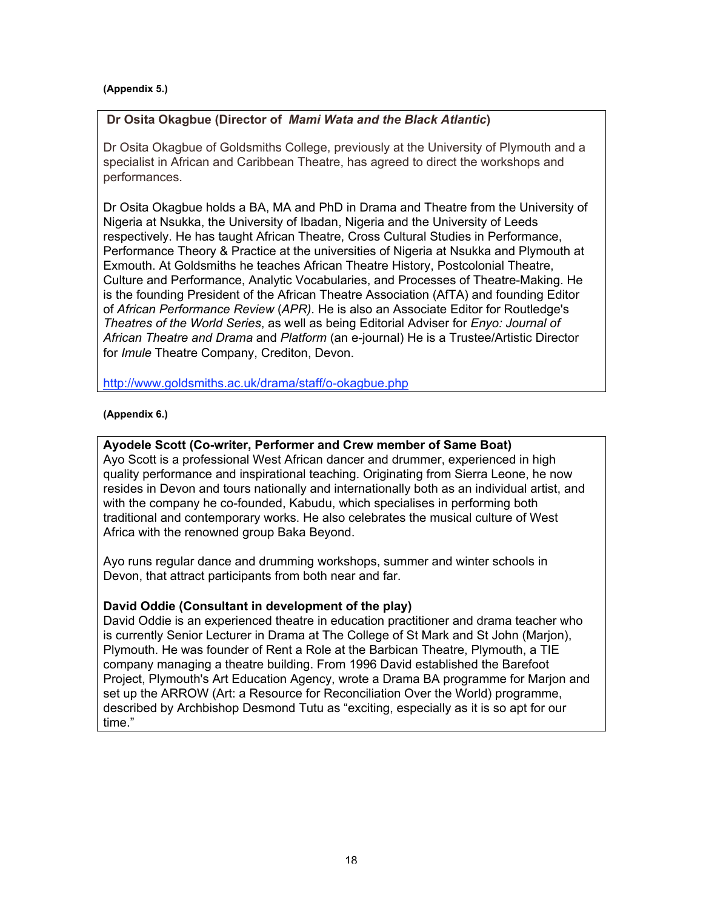**(Appendix 5.)**

**Dr Osita Okagbue (Director of *Mami Wata and the Black Atlantic*)**

Dr Osita Okagbue of Goldsmiths College, previously at the University of Plymouth and a specialist in African and Caribbean Theatre, has agreed to direct the workshops and performances.

Dr Osita Okagbue holds a BA, MA and PhD in Drama and Theatre from the University of Nigeria at Nsukka, the University of Ibadan, Nigeria and the University of Leeds respectively. He has taught African Theatre, Cross Cultural Studies in Performance, Performance Theory & Practice at the universities of Nigeria at Nsukka and Plymouth at Exmouth. At Goldsmiths he teaches African Theatre History, Postcolonial Theatre, Culture and Performance, Analytic Vocabularies, and Processes of Theatre-Making. He is the founding President of the African Theatre Association (AfTA) and founding Editor of *African Performance Review* (*APR)*. He is also an Associate Editor for Routledge's *Theatres of the World Series*, as well as being Editorial Adviser for *Enyo: Journal of African Theatre and Drama* and *Platform* (an e-journal) He is a Trustee/Artistic Director for *Imule* Theatre Company, Crediton, Devon.

http://www.goldsmiths.ac.uk/drama/staff/o-okagbue.php

**(Appendix 6.)**

**Ayodele Scott (Co-writer, Performer and Crew member of Same Boat)**

Ayo Scott is a professional West African dancer and drummer, experienced in high quality performance and inspirational teaching. Originating from Sierra Leone, he now resides in Devon and tours nationally and internationally both as an individual artist, and with the company he co-founded, Kabudu, which specialises in performing both traditional and contemporary works. He also celebrates the musical culture of West Africa with the renowned group Baka Beyond.

Ayo runs regular dance and drumming workshops, summer and winter schools in Devon, that attract participants from both near and far.

**David Oddie (Consultant in development of the play)**

David Oddie is an experienced theatre in education practitioner and drama teacher who is currently Senior Lecturer in Drama at The College of St Mark and St John (Marjon), Plymouth. He was founder of Rent a Role at the Barbican Theatre, Plymouth, a TIE company managing a theatre building. From 1996 David established the Barefoot Project, Plymouth's Art Education Agency, wrote a Drama BA programme for Marjon and set up the ARROW (Art: a Resource for Reconciliation Over the World) programme, described by Archbishop Desmond Tutu as "exciting, especially as it is so apt for our time."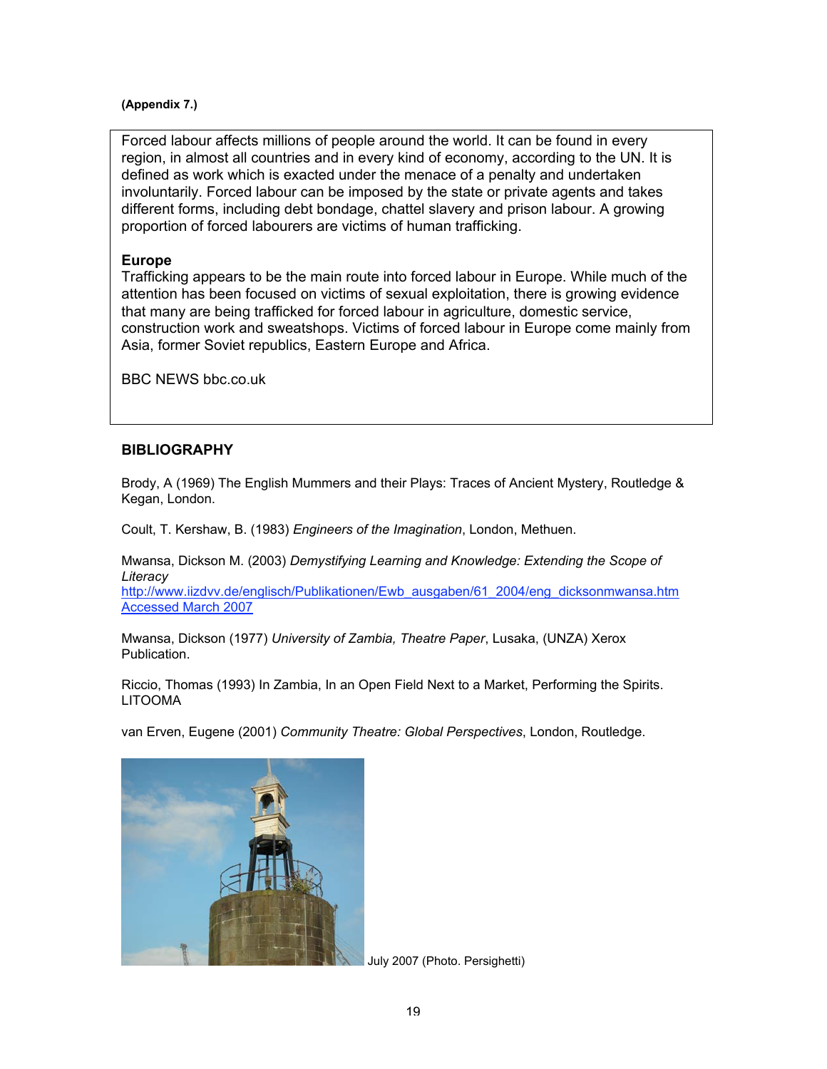**(Appendix 7.)**

Forced labour affects millions of people around the world. It can be found in every region, in almost all countries and in every kind of economy, according to the UN. It is defined as work which is exacted under the menace of a penalty and undertaken involuntarily. Forced labour can be imposed by the state or private agents and takes different forms, including debt bondage, chattel slavery and prison labour. A growing proportion of forced labourers are victims of human trafficking.

**Europe**

Trafficking appears to be the main route into forced labour in Europe. While much of the attention has been focused on victims of sexual exploitation, there is growing evidence that many are being trafficked for forced labour in agriculture, domestic service, construction work and sweatshops. Victims of forced labour in Europe come mainly from Asia, former Soviet republics, Eastern Europe and Africa.

BBC NEWS bbc.co.uk

## BIBLIOGRAPHY

Brody, A (1969) The English Mummers and their Plays: Traces of Ancient Mystery, Routledge & Kegan, London.

Coult, T. Kershaw, B. (1983) *Engineers of the Imagination*, London, Methuen.

Mwansa, Dickson M. (2003) *Demystifying Learning and Knowledge: Extending the Scope of Literacy*
http://www.iizdvv.de/englisch/Publikationen/Ewb_ausgaben/61_2004/eng_dicksonmwansa.htm Accessed March 2007

Mwansa, Dickson (1977) *University of Zambia, Theatre Paper*, Lusaka, (UNZA) Xerox Publication.

Riccio, Thomas (1993) In Zambia, In an Open Field Next to a Market, Performing the Spirits. LITOOMA

van Erven, Eugene (2001) *Community Theatre: Global Perspectives*, London, Routledge.

July 2007 (Photo. Persighetti)